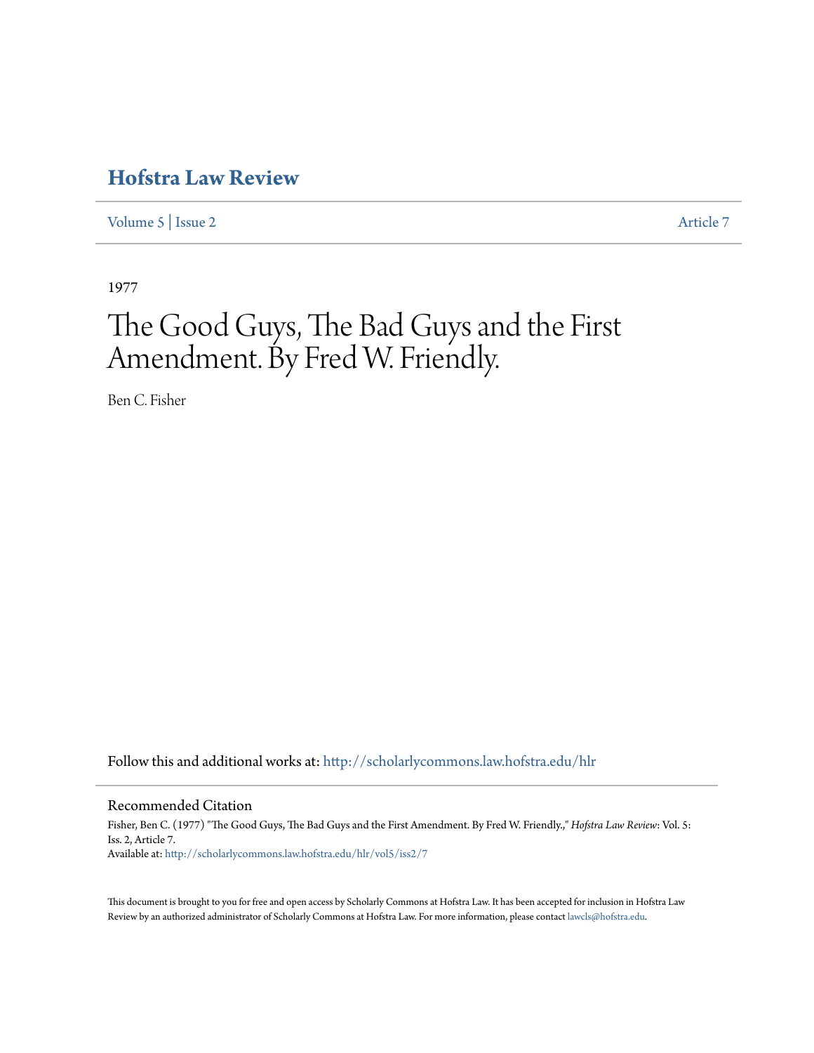# Hofstra Law Review

Volume 5 | Issue 2 Article 7

1977

# The Good Guys, The Bad Guys and the First Amendment. By Fred W. Friendly.

Ben C. Fisher

Follow this and additional works at: http://scholarlycommons.law.hofstra.edu/hlr

## Recommended Citation

Fisher, Ben C. (1977) "The Good Guys, The Bad Guys and the First Amendment. By Fred W. Friendly.," *Hofstra Law Review*: Vol. 5: Iss. 2, Article 7.
Available at: http://scholarlycommons.law.hofstra.edu/hlr/vol5/iss2/7

This document is brought to you for free and open access by Scholarly Commons at Hofstra Law. It has been accepted for inclusion in Hofstra Law Review by an authorized administrator of Scholarly Commons at Hofstra Law. For more information, please contact lawcls@hofstra.edu.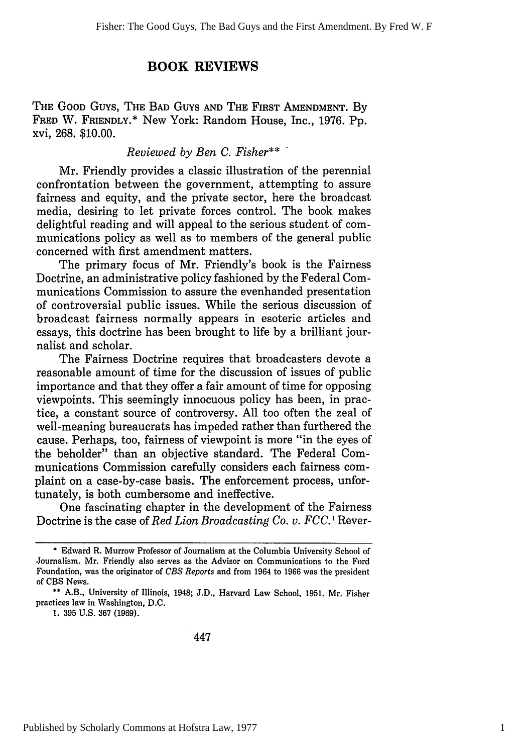## BOOK REVIEWS

THE GOOD GUYS, THE BAD GUYS AND THE FIRST AMENDMENT. By FRED W. FRIENDLY.* New York: Random House, Inc., 1976. Pp. xvi, 268. $10.00.

*Reviewed by Ben C. Fisher***

Mr. Friendly provides a classic illustration of the perennial confrontation between the government, attempting to assure fairness and equity, and the private sector, here the broadcast media, desiring to let private forces control. The book makes delightful reading and will appeal to the serious student of communications policy as well as to members of the general public concerned with first amendment matters.

The primary focus of Mr. Friendly's book is the Fairness Doctrine, an administrative policy fashioned by the Federal Communications Commission to assure the evenhanded presentation of controversial public issues. While the serious discussion of broadcast fairness normally appears in esoteric articles and essays, this doctrine has been brought to life by a brilliant journalist and scholar.

The Fairness Doctrine requires that broadcasters devote a reasonable amount of time for the discussion of issues of public importance and that they offer a fair amount of time for opposing viewpoints. This seemingly innocuous policy has been, in practice, a constant source of controversy. All too often the zeal of well-meaning bureaucrats has impeded rather than furthered the cause. Perhaps, too, fairness of viewpoint is more "in the eyes of the beholder" than an objective standard. The Federal Communications Commission carefully considers each fairness complaint on a case-by-case basis. The enforcement process, unfortunately, is both cumbersome and ineffective.

One fascinating chapter in the development of the Fairness Doctrine is the case of *Red Lion Broadcasting Co. v. FCC.*[1] Rever-

---

\* Edward R. Murrow Professor of Journalism at the Columbia University School of Journalism. Mr. Friendly also serves as the Advisor on Communications to the Ford Foundation, was the originator of *CBS Reports* and from 1964 to 1966 was the president of CBS News.

\*\* A.B., University of Illinois, 1948; J.D., Harvard Law School, 1951. Mr. Fisher practices law in Washington, D.C.

1. 395 U.S. 367 (1969).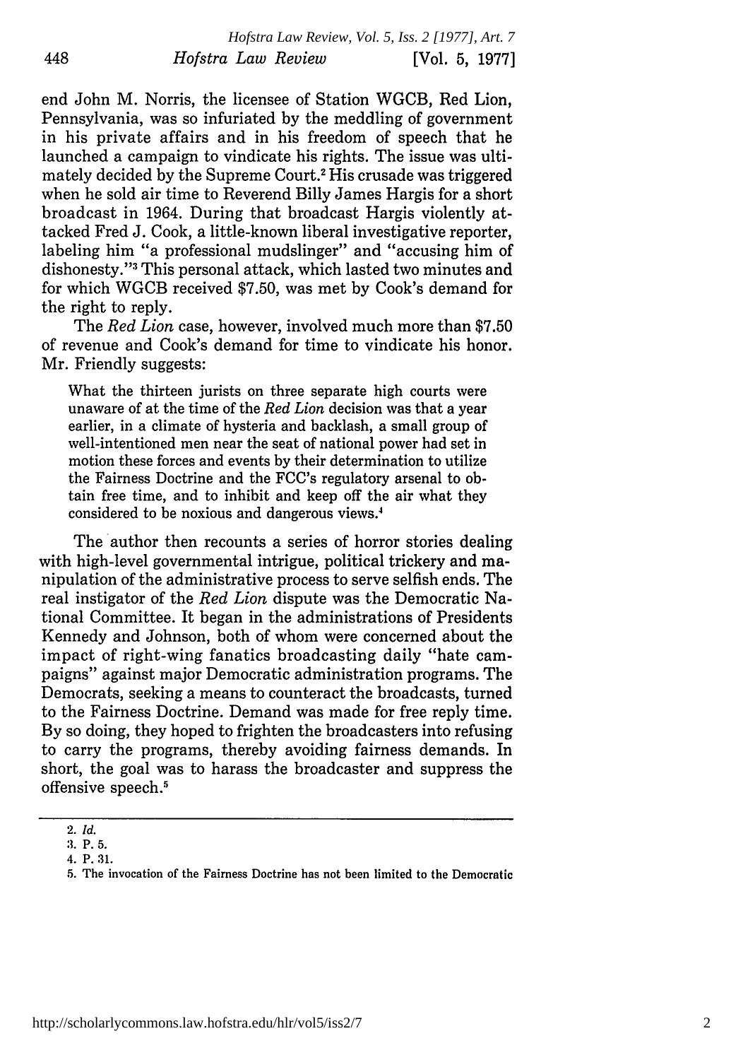end John M. Norris, the licensee of Station WGCB, Red Lion, Pennsylvania, was so infuriated by the meddling of government in his private affairs and in his freedom of speech that he launched a campaign to vindicate his rights. The issue was ultimately decided by the Supreme Court.[2] His crusade was triggered when he sold air time to Reverend Billy James Hargis for a short broadcast in 1964. During that broadcast Hargis violently attacked Fred J. Cook, a little-known liberal investigative reporter, labeling him "a professional mudslinger" and "accusing him of dishonesty."[3] This personal attack, which lasted two minutes and for which WGCB received $7.50, was met by Cook's demand for the right to reply.

The *Red Lion* case, however, involved much more than $7.50 of revenue and Cook's demand for time to vindicate his honor. Mr. Friendly suggests:

> What the thirteen jurists on three separate high courts were unaware of at the time of the *Red Lion* decision was that a year earlier, in a climate of hysteria and backlash, a small group of well-intentioned men near the seat of national power had set in motion these forces and events by their determination to utilize the Fairness Doctrine and the FCC's regulatory arsenal to obtain free time, and to inhibit and keep off the air what they considered to be noxious and dangerous views.[4]

The author then recounts a series of horror stories dealing with high-level governmental intrigue, political trickery and manipulation of the administrative process to serve selfish ends. The real instigator of the *Red Lion* dispute was the Democratic National Committee. It began in the administrations of Presidents Kennedy and Johnson, both of whom were concerned about the impact of right-wing fanatics broadcasting daily "hate campaigns" against major Democratic administration programs. The Democrats, seeking a means to counteract the broadcasts, turned to the Fairness Doctrine. Demand was made for free reply time. By so doing, they hoped to frighten the broadcasters into refusing to carry the programs, thereby avoiding fairness demands. In short, the goal was to harass the broadcaster and suppress the offensive speech.[5]

---

2. *Id.*

3. P. 5.

4. P. 31.

5. The invocation of the Fairness Doctrine has not been limited to the Democratic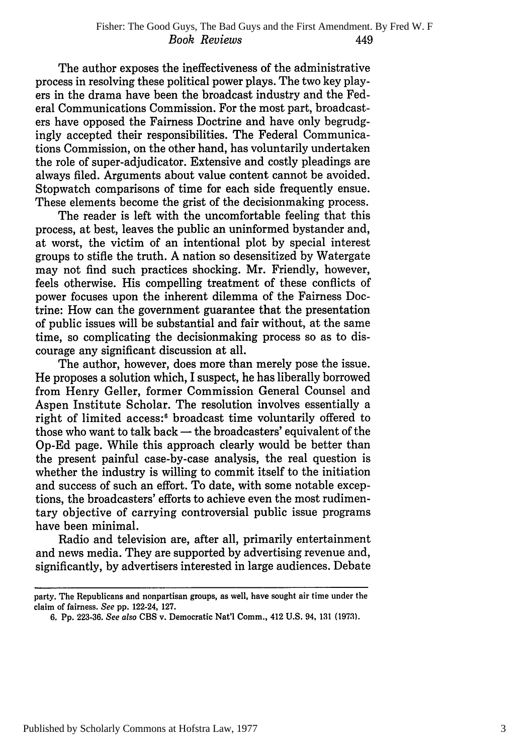The author exposes the ineffectiveness of the administrative process in resolving these political power plays. The two key players in the drama have been the broadcast industry and the Federal Communications Commission. For the most part, broadcasters have opposed the Fairness Doctrine and have only begrudgingly accepted their responsibilities. The Federal Communications Commission, on the other hand, has voluntarily undertaken the role of super-adjudicator. Extensive and costly pleadings are always filed. Arguments about value content cannot be avoided. Stopwatch comparisons of time for each side frequently ensue. These elements become the grist of the decisionmaking process.

The reader is left with the uncomfortable feeling that this process, at best, leaves the public an uninformed bystander and, at worst, the victim of an intentional plot by special interest groups to stifle the truth. A nation so desensitized by Watergate may not find such practices shocking. Mr. Friendly, however, feels otherwise. His compelling treatment of these conflicts of power focuses upon the inherent dilemma of the Fairness Doctrine: How can the government guarantee that the presentation of public issues will be substantial and fair without, at the same time, so complicating the decisionmaking process so as to discourage any significant discussion at all.

The author, however, does more than merely pose the issue. He proposes a solution which, I suspect, he has liberally borrowed from Henry Geller, former Commission General Counsel and Aspen Institute Scholar. The resolution involves essentially a right of limited access:[6] broadcast time voluntarily offered to those who want to talk back — the broadcasters' equivalent of the Op-Ed page. While this approach clearly would be better than the present painful case-by-case analysis, the real question is whether the industry is willing to commit itself to the initiation and success of such an effort. To date, with some notable exceptions, the broadcasters' efforts to achieve even the most rudimentary objective of carrying controversial public issue programs have been minimal.

Radio and television are, after all, primarily entertainment and news media. They are supported by advertising revenue and, significantly, by advertisers interested in large audiences. Debate

---

party. The Republicans and nonpartisan groups, as well, have sought air time under the claim of fairness. *See* pp. 122-24, 127.

6. Pp. 223-36. *See also* CBS v. Democratic Nat'l Comm., 412 U.S. 94, 131 (1973).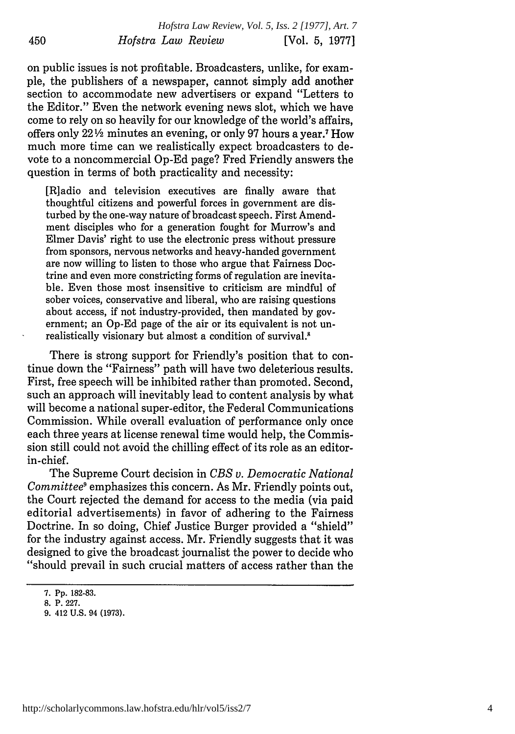on public issues is not profitable. Broadcasters, unlike, for example, the publishers of a newspaper, cannot simply add another section to accommodate new advertisers or expand "Letters to the Editor." Even the network evening news slot, which we have come to rely on so heavily for our knowledge of the world's affairs, offers only 22½ minutes an evening, or only 97 hours a year.[7] How much more time can we realistically expect broadcasters to devote to a noncommercial Op-Ed page? Fred Friendly answers the question in terms of both practicality and necessity:

> [R]adio and television executives are finally aware that thoughtful citizens and powerful forces in government are disturbed by the one-way nature of broadcast speech. First Amendment disciples who for a generation fought for Murrow's and Elmer Davis' right to use the electronic press without pressure from sponsors, nervous networks and heavy-handed government are now willing to listen to those who argue that Fairness Doctrine and even more constricting forms of regulation are inevitable. Even those most insensitive to criticism are mindful of sober voices, conservative and liberal, who are raising questions about access, if not industry-provided, then mandated by government; an Op-Ed page of the air or its equivalent is not unrealistically visionary but almost a condition of survival.[8]

There is strong support for Friendly's position that to continue down the "Fairness" path will have two deleterious results. First, free speech will be inhibited rather than promoted. Second, such an approach will inevitably lead to content analysis by what will become a national super-editor, the Federal Communications Commission. While overall evaluation of performance only once each three years at license renewal time would help, the Commission still could not avoid the chilling effect of its role as an editor-in-chief.

The Supreme Court decision in *CBS v. Democratic National Committee*[9] emphasizes this concern. As Mr. Friendly points out, the Court rejected the demand for access to the media (via paid editorial advertisements) in favor of adhering to the Fairness Doctrine. In so doing, Chief Justice Burger provided a "shield" for the industry against access. Mr. Friendly suggests that it was designed to give the broadcast journalist the power to decide who "should prevail in such crucial matters of access rather than the

---

7. Pp. 182-83.

8. P. 227.

9. 412 U.S. 94 (1973).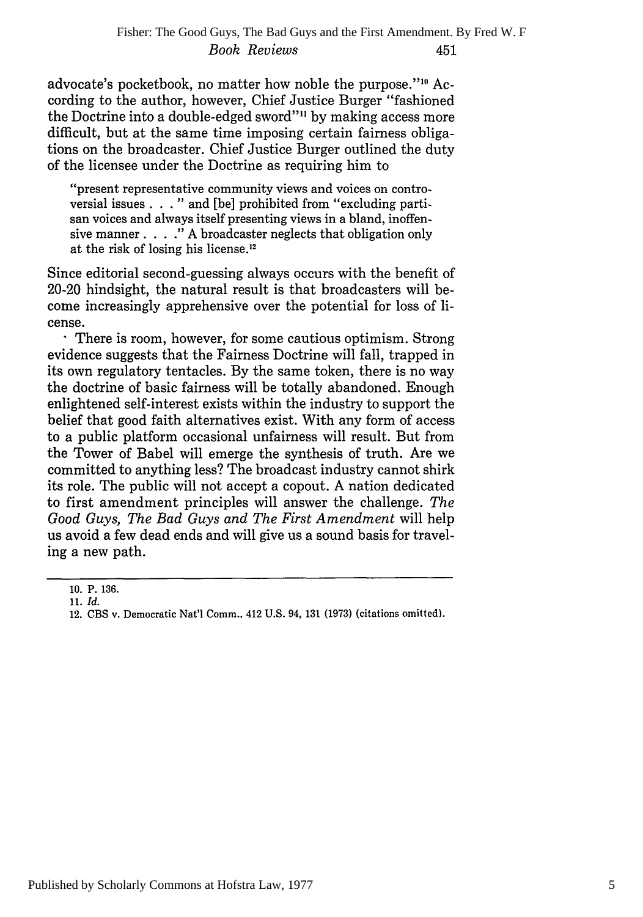advocate's pocketbook, no matter how noble the purpose."[10] According to the author, however, Chief Justice Burger "fashioned the Doctrine into a double-edged sword"[11] by making access more difficult, but at the same time imposing certain fairness obligations on the broadcaster. Chief Justice Burger outlined the duty of the licensee under the Doctrine as requiring him to

> "present representative community views and voices on controversial issues . . . " and [be] prohibited from "excluding partisan voices and always itself presenting views in a bland, inoffensive manner . . . ." A broadcaster neglects that obligation only at the risk of losing his license.[12]

Since editorial second-guessing always occurs with the benefit of 20-20 hindsight, the natural result is that broadcasters will become increasingly apprehensive over the potential for loss of license.

There is room, however, for some cautious optimism. Strong evidence suggests that the Fairness Doctrine will fall, trapped in its own regulatory tentacles. By the same token, there is no way the doctrine of basic fairness will be totally abandoned. Enough enlightened self-interest exists within the industry to support the belief that good faith alternatives exist. With any form of access to a public platform occasional unfairness will result. But from the Tower of Babel will emerge the synthesis of truth. Are we committed to anything less? The broadcast industry cannot shirk its role. The public will not accept a copout. A nation dedicated to first amendment principles will answer the challenge. *The Good Guys, The Bad Guys and The First Amendment* will help us avoid a few dead ends and will give us a sound basis for traveling a new path.

---

10. P. 136.
11. *Id.*
12. CBS v. Democratic Nat'l Comm., 412 U.S. 94, 131 (1973) (citations omitted).